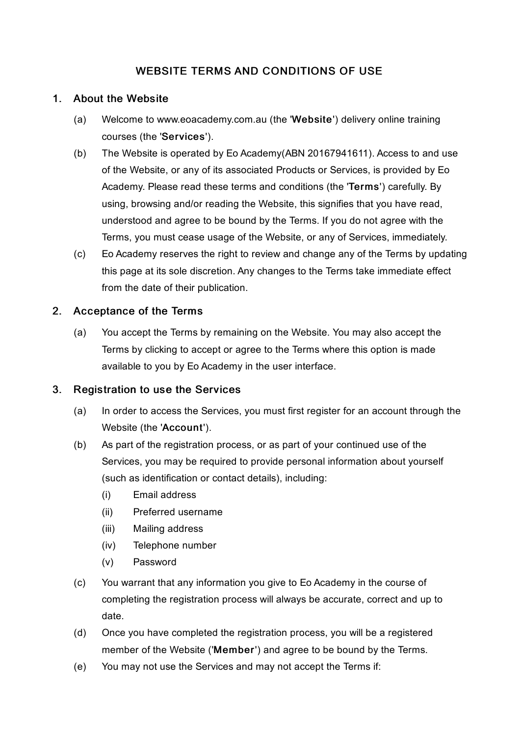# WEBSITE TERMS AND CONDITIONS OF USE

## 1. About the Website

(a) Welcome to www.eoacademy.com.au (the '**Website**') delivery online training courses (the '**Services**').

(b) The Website is operated by Eo Academy(ABN 20167941611). Access to and use of the Website, or any of its associated Products or Services, is provided by Eo Academy. Please read these terms and conditions (the '**Terms**') carefully. By using, browsing and/or reading the Website, this signifies that you have read, understood and agree to be bound by the Terms. If you do not agree with the Terms, you must cease usage of the Website, or any of Services, immediately.

(c) Eo Academy reserves the right to review and change any of the Terms by updating this page at its sole discretion. Any changes to the Terms take immediate effect from the date of their publication.

## 2. Acceptance of the Terms

(a) You accept the Terms by remaining on the Website. You may also accept the Terms by clicking to accept or agree to the Terms where this option is made available to you by Eo Academy in the user interface.

## 3. Registration to use the Services

(a) In order to access the Services, you must first register for an account through the Website (the '**Account**').

(b) As part of the registration process, or as part of your continued use of the Services, you may be required to provide personal information about yourself (such as identification or contact details), including:

  (i) Email address

  (ii) Preferred username

  (iii) Mailing address

  (iv) Telephone number

  (v) Password

(c) You warrant that any information you give to Eo Academy in the course of completing the registration process will always be accurate, correct and up to date.

(d) Once you have completed the registration process, you will be a registered member of the Website ('**Member**') and agree to be bound by the Terms.

(e) You may not use the Services and may not accept the Terms if: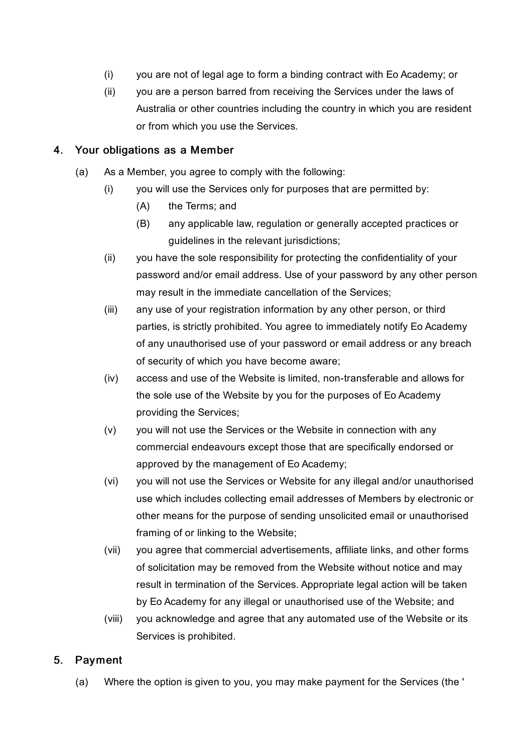(i) you are not of legal age to form a binding contract with Eo Academy; or

(ii) you are a person barred from receiving the Services under the laws of Australia or other countries including the country in which you are resident or from which you use the Services.

## 4. Your obligations as a Member

(a) As a Member, you agree to comply with the following:

  (i) you will use the Services only for purposes that are permitted by:

    (A) the Terms; and

    (B) any applicable law, regulation or generally accepted practices or guidelines in the relevant jurisdictions;

  (ii) you have the sole responsibility for protecting the confidentiality of your password and/or email address. Use of your password by any other person may result in the immediate cancellation of the Services;

  (iii) any use of your registration information by any other person, or third parties, is strictly prohibited. You agree to immediately notify Eo Academy of any unauthorised use of your password or email address or any breach of security of which you have become aware;

  (iv) access and use of the Website is limited, non-transferable and allows for the sole use of the Website by you for the purposes of Eo Academy providing the Services;

  (v) you will not use the Services or the Website in connection with any commercial endeavours except those that are specifically endorsed or approved by the management of Eo Academy;

  (vi) you will not use the Services or Website for any illegal and/or unauthorised use which includes collecting email addresses of Members by electronic or other means for the purpose of sending unsolicited email or unauthorised framing of or linking to the Website;

  (vii) you agree that commercial advertisements, affiliate links, and other forms of solicitation may be removed from the Website without notice and may result in termination of the Services. Appropriate legal action will be taken by Eo Academy for any illegal or unauthorised use of the Website; and

  (viii) you acknowledge and agree that any automated use of the Website or its Services is prohibited.

## 5. Payment

(a) Where the option is given to you, you may make payment for the Services (the '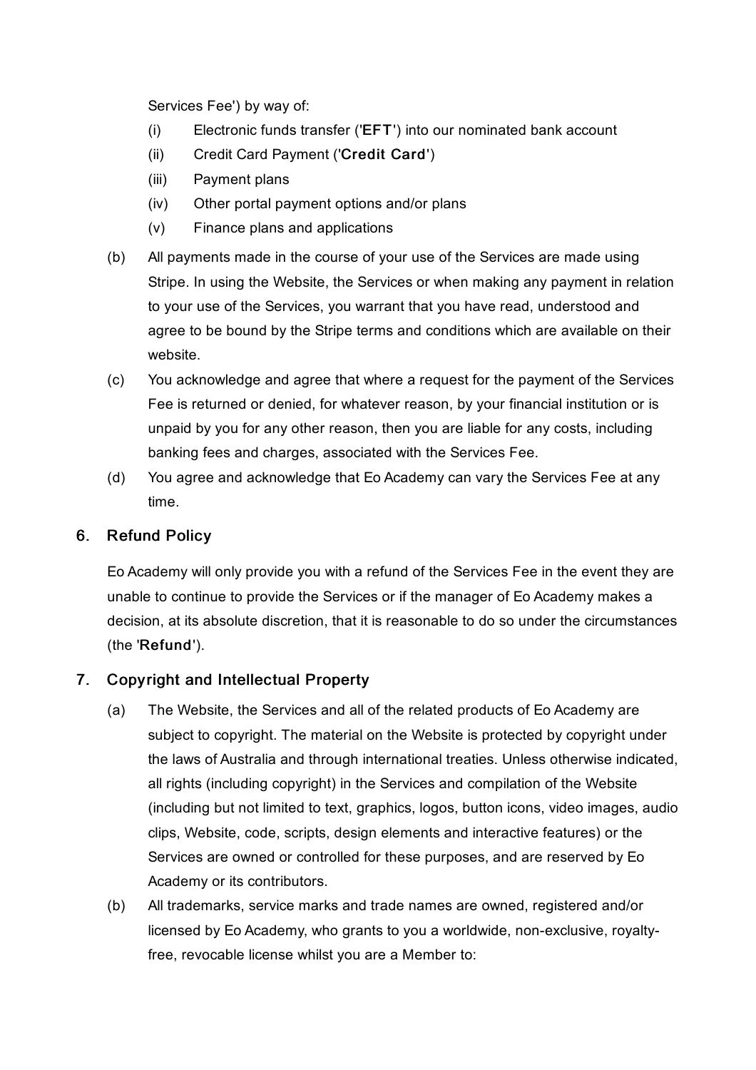Services Fee') by way of:

(i) Electronic funds transfer ('**EFT**') into our nominated bank account

(ii) Credit Card Payment ('**Credit Card**')

(iii) Payment plans

(iv) Other portal payment options and/or plans

(v) Finance plans and applications

(b) All payments made in the course of your use of the Services are made using Stripe. In using the Website, the Services or when making any payment in relation to your use of the Services, you warrant that you have read, understood and agree to be bound by the Stripe terms and conditions which are available on their website.

(c) You acknowledge and agree that where a request for the payment of the Services Fee is returned or denied, for whatever reason, by your financial institution or is unpaid by you for any other reason, then you are liable for any costs, including banking fees and charges, associated with the Services Fee.

(d) You agree and acknowledge that Eo Academy can vary the Services Fee at any time.

## 6. Refund Policy

Eo Academy will only provide you with a refund of the Services Fee in the event they are unable to continue to provide the Services or if the manager of Eo Academy makes a decision, at its absolute discretion, that it is reasonable to do so under the circumstances (the '**Refund**').

## 7. Copyright and Intellectual Property

(a) The Website, the Services and all of the related products of Eo Academy are subject to copyright. The material on the Website is protected by copyright under the laws of Australia and through international treaties. Unless otherwise indicated, all rights (including copyright) in the Services and compilation of the Website (including but not limited to text, graphics, logos, button icons, video images, audio clips, Website, code, scripts, design elements and interactive features) or the Services are owned or controlled for these purposes, and are reserved by Eo Academy or its contributors.

(b) All trademarks, service marks and trade names are owned, registered and/or licensed by Eo Academy, who grants to you a worldwide, non-exclusive, royalty-free, revocable license whilst you are a Member to: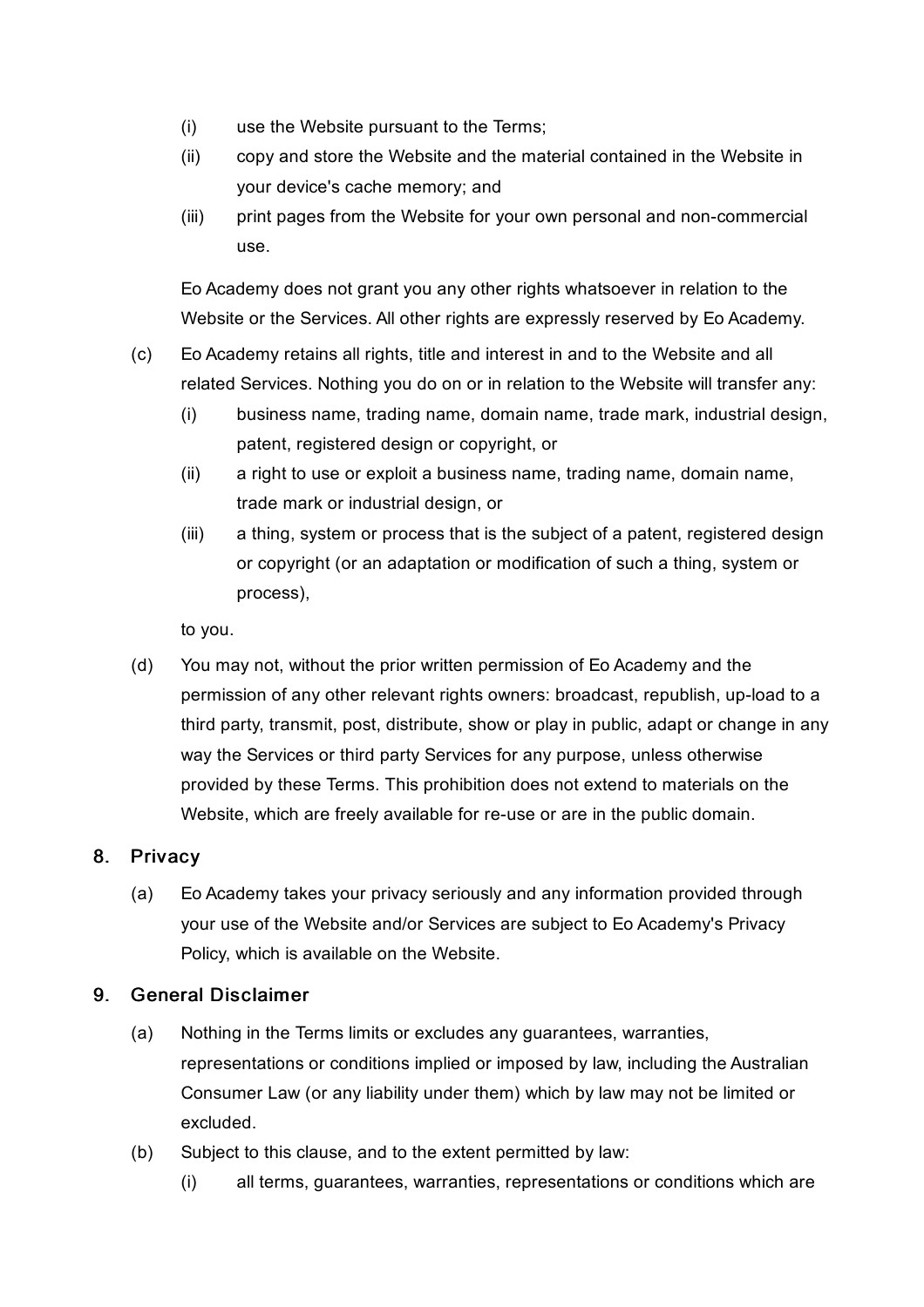(i) use the Website pursuant to the Terms;

(ii) copy and store the Website and the material contained in the Website in your device's cache memory; and

(iii) print pages from the Website for your own personal and non-commercial use.

Eo Academy does not grant you any other rights whatsoever in relation to the Website or the Services. All other rights are expressly reserved by Eo Academy.

(c) Eo Academy retains all rights, title and interest in and to the Website and all related Services. Nothing you do on or in relation to the Website will transfer any:

(i) business name, trading name, domain name, trade mark, industrial design, patent, registered design or copyright, or

(ii) a right to use or exploit a business name, trading name, domain name, trade mark or industrial design, or

(iii) a thing, system or process that is the subject of a patent, registered design or copyright (or an adaptation or modification of such a thing, system or process),

to you.

(d) You may not, without the prior written permission of Eo Academy and the permission of any other relevant rights owners: broadcast, republish, up-load to a third party, transmit, post, distribute, show or play in public, adapt or change in any way the Services or third party Services for any purpose, unless otherwise provided by these Terms. This prohibition does not extend to materials on the Website, which are freely available for re-use or are in the public domain.

## 8. Privacy

(a) Eo Academy takes your privacy seriously and any information provided through your use of the Website and/or Services are subject to Eo Academy's Privacy Policy, which is available on the Website.

## 9. General Disclaimer

(a) Nothing in the Terms limits or excludes any guarantees, warranties, representations or conditions implied or imposed by law, including the Australian Consumer Law (or any liability under them) which by law may not be limited or excluded.

(b) Subject to this clause, and to the extent permitted by law:

(i) all terms, guarantees, warranties, representations or conditions which are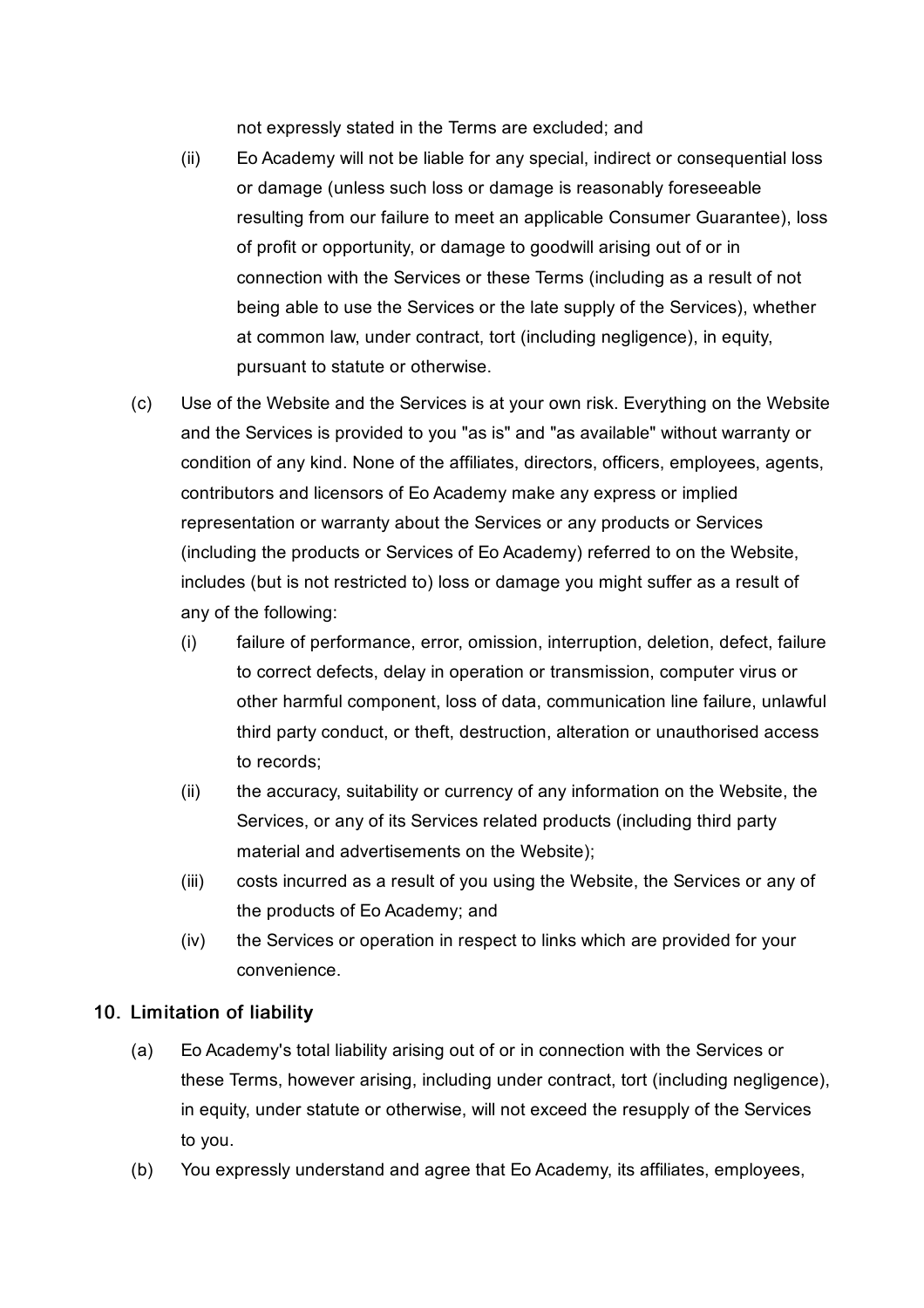not expressly stated in the Terms are excluded; and

(ii) Eo Academy will not be liable for any special, indirect or consequential loss or damage (unless such loss or damage is reasonably foreseeable resulting from our failure to meet an applicable Consumer Guarantee), loss of profit or opportunity, or damage to goodwill arising out of or in connection with the Services or these Terms (including as a result of not being able to use the Services or the late supply of the Services), whether at common law, under contract, tort (including negligence), in equity, pursuant to statute or otherwise.

(c) Use of the Website and the Services is at your own risk. Everything on the Website and the Services is provided to you "as is" and "as available" without warranty or condition of any kind. None of the affiliates, directors, officers, employees, agents, contributors and licensors of Eo Academy make any express or implied representation or warranty about the Services or any products or Services (including the products or Services of Eo Academy) referred to on the Website, includes (but is not restricted to) loss or damage you might suffer as a result of any of the following:

(i) failure of performance, error, omission, interruption, deletion, defect, failure to correct defects, delay in operation or transmission, computer virus or other harmful component, loss of data, communication line failure, unlawful third party conduct, or theft, destruction, alteration or unauthorised access to records;

(ii) the accuracy, suitability or currency of any information on the Website, the Services, or any of its Services related products (including third party material and advertisements on the Website);

(iii) costs incurred as a result of you using the Website, the Services or any of the products of Eo Academy; and

(iv) the Services or operation in respect to links which are provided for your convenience.

## 10. Limitation of liability

(a) Eo Academy's total liability arising out of or in connection with the Services or these Terms, however arising, including under contract, tort (including negligence), in equity, under statute or otherwise, will not exceed the resupply of the Services to you.

(b) You expressly understand and agree that Eo Academy, its affiliates, employees,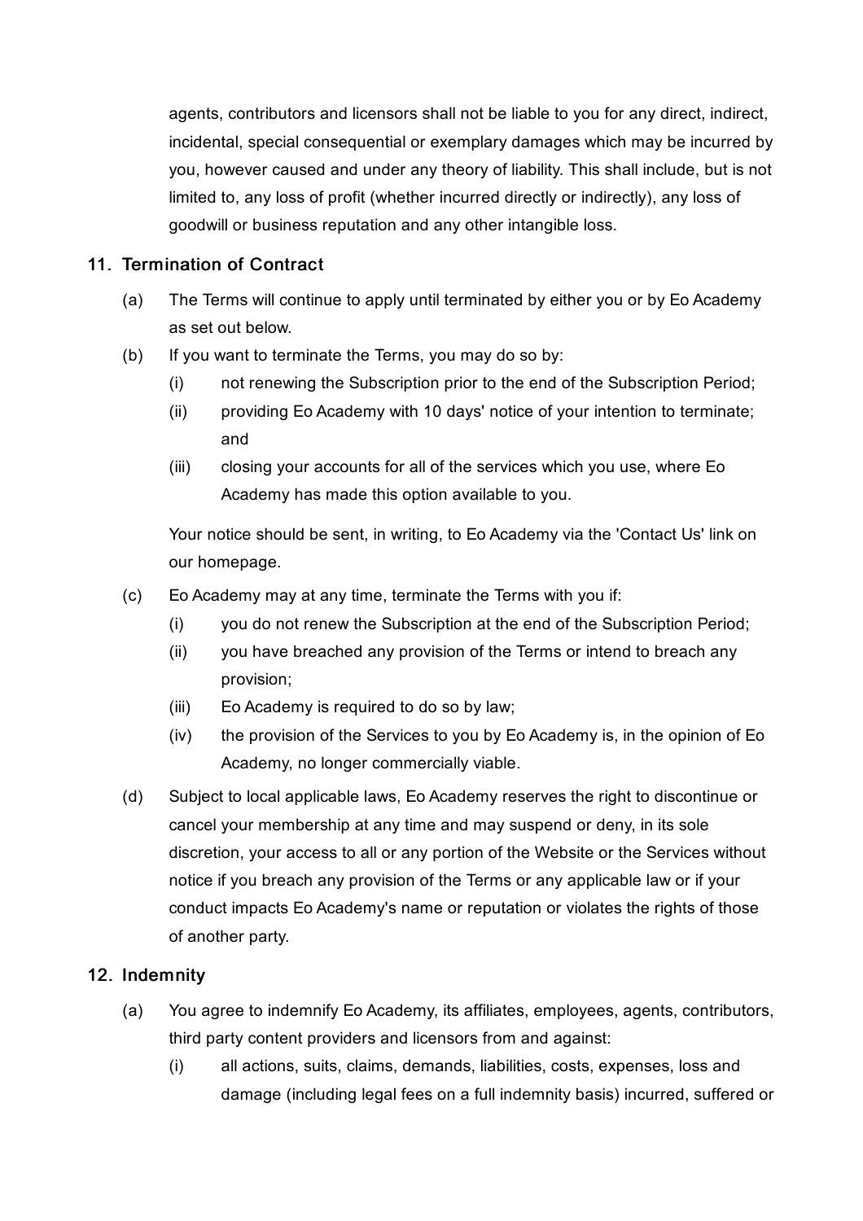agents, contributors and licensors shall not be liable to you for any direct, indirect, incidental, special consequential or exemplary damages which may be incurred by you, however caused and under any theory of liability. This shall include, but is not limited to, any loss of profit (whether incurred directly or indirectly), any loss of goodwill or business reputation and any other intangible loss.

## 11. Termination of Contract

(a) The Terms will continue to apply until terminated by either you or by Eo Academy as set out below.

(b) If you want to terminate the Terms, you may do so by:

  (i) not renewing the Subscription prior to the end of the Subscription Period;

  (ii) providing Eo Academy with 10 days' notice of your intention to terminate; and

  (iii) closing your accounts for all of the services which you use, where Eo Academy has made this option available to you.

  Your notice should be sent, in writing, to Eo Academy via the 'Contact Us' link on our homepage.

(c) Eo Academy may at any time, terminate the Terms with you if:

  (i) you do not renew the Subscription at the end of the Subscription Period;

  (ii) you have breached any provision of the Terms or intend to breach any provision;

  (iii) Eo Academy is required to do so by law;

  (iv) the provision of the Services to you by Eo Academy is, in the opinion of Eo Academy, no longer commercially viable.

(d) Subject to local applicable laws, Eo Academy reserves the right to discontinue or cancel your membership at any time and may suspend or deny, in its sole discretion, your access to all or any portion of the Website or the Services without notice if you breach any provision of the Terms or any applicable law or if your conduct impacts Eo Academy's name or reputation or violates the rights of those of another party.

## 12. Indemnity

(a) You agree to indemnify Eo Academy, its affiliates, employees, agents, contributors, third party content providers and licensors from and against:

  (i) all actions, suits, claims, demands, liabilities, costs, expenses, loss and damage (including legal fees on a full indemnity basis) incurred, suffered or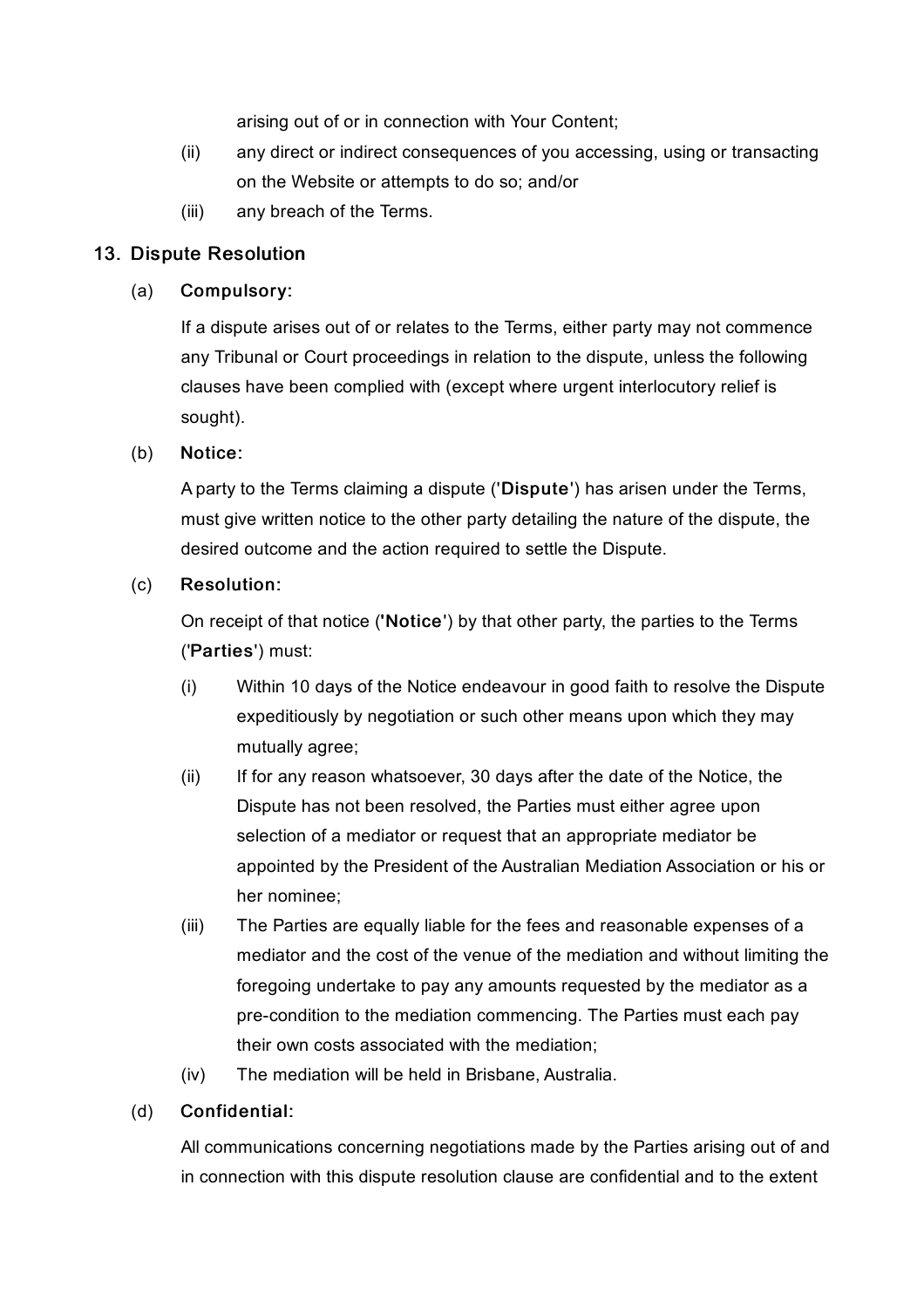arising out of or in connection with Your Content;

(ii) any direct or indirect consequences of you accessing, using or transacting on the Website or attempts to do so; and/or

(iii) any breach of the Terms.

## 13. Dispute Resolution

(a) **Compulsory:**

If a dispute arises out of or relates to the Terms, either party may not commence any Tribunal or Court proceedings in relation to the dispute, unless the following clauses have been complied with (except where urgent interlocutory relief is sought).

(b) **Notice:**

A party to the Terms claiming a dispute ('**Dispute**') has arisen under the Terms, must give written notice to the other party detailing the nature of the dispute, the desired outcome and the action required to settle the Dispute.

(c) **Resolution:**

On receipt of that notice (**'Notice**') by that other party, the parties to the Terms ('**Parties**') must:

(i) Within 10 days of the Notice endeavour in good faith to resolve the Dispute expeditiously by negotiation or such other means upon which they may mutually agree;

(ii) If for any reason whatsoever, 30 days after the date of the Notice, the Dispute has not been resolved, the Parties must either agree upon selection of a mediator or request that an appropriate mediator be appointed by the President of the Australian Mediation Association or his or her nominee;

(iii) The Parties are equally liable for the fees and reasonable expenses of a mediator and the cost of the venue of the mediation and without limiting the foregoing undertake to pay any amounts requested by the mediator as a pre-condition to the mediation commencing. The Parties must each pay their own costs associated with the mediation;

(iv) The mediation will be held in Brisbane, Australia.

(d) **Confidential:**

All communications concerning negotiations made by the Parties arising out of and in connection with this dispute resolution clause are confidential and to the extent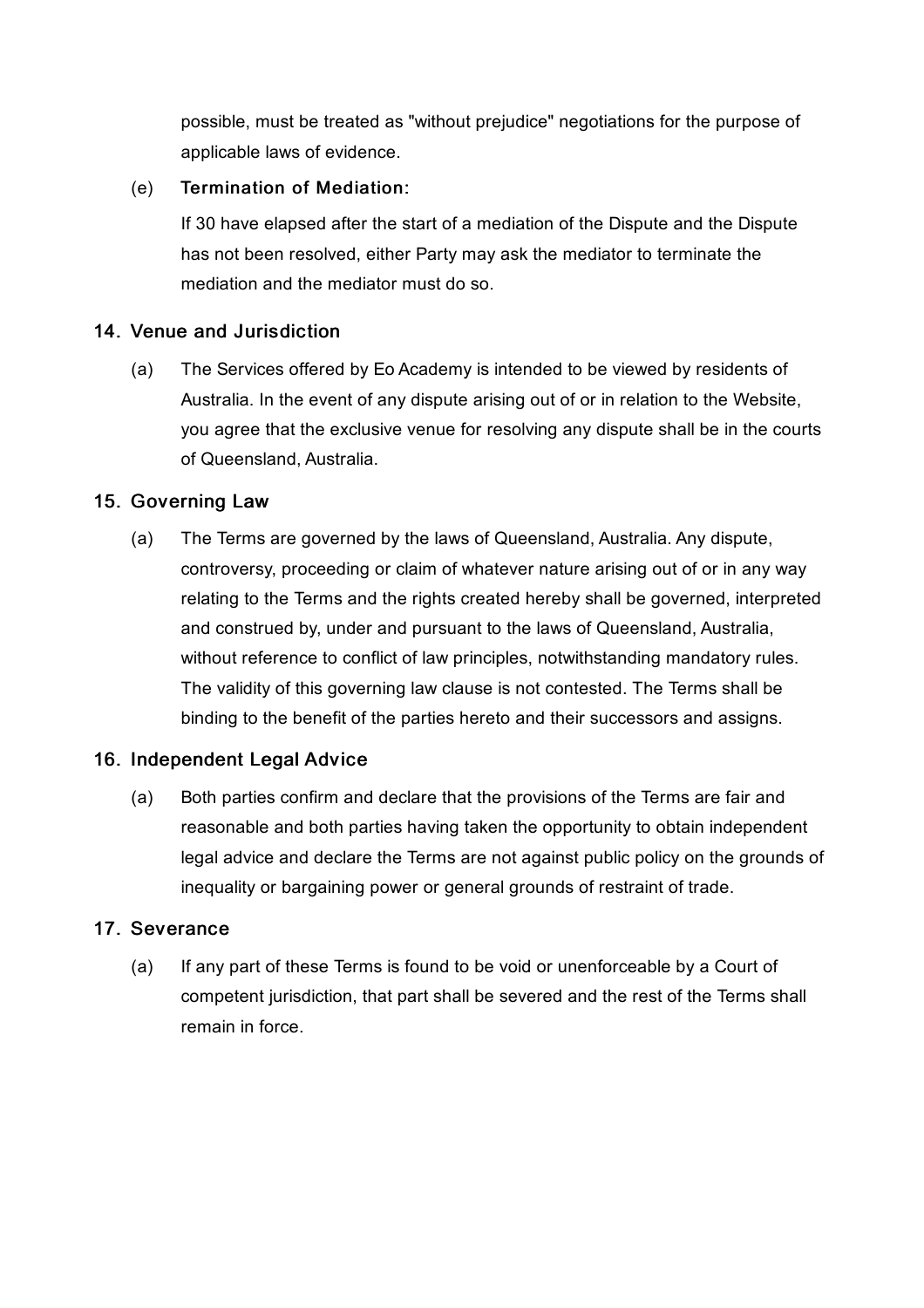possible, must be treated as "without prejudice" negotiations for the purpose of applicable laws of evidence.

(e) **Termination of Mediation:**

If 30 have elapsed after the start of a mediation of the Dispute and the Dispute has not been resolved, either Party may ask the mediator to terminate the mediation and the mediator must do so.

## 14. Venue and Jurisdiction

(a) The Services offered by Eo Academy is intended to be viewed by residents of Australia. In the event of any dispute arising out of or in relation to the Website, you agree that the exclusive venue for resolving any dispute shall be in the courts of Queensland, Australia.

## 15. Governing Law

(a) The Terms are governed by the laws of Queensland, Australia. Any dispute, controversy, proceeding or claim of whatever nature arising out of or in any way relating to the Terms and the rights created hereby shall be governed, interpreted and construed by, under and pursuant to the laws of Queensland, Australia, without reference to conflict of law principles, notwithstanding mandatory rules. The validity of this governing law clause is not contested. The Terms shall be binding to the benefit of the parties hereto and their successors and assigns.

## 16. Independent Legal Advice

(a) Both parties confirm and declare that the provisions of the Terms are fair and reasonable and both parties having taken the opportunity to obtain independent legal advice and declare the Terms are not against public policy on the grounds of inequality or bargaining power or general grounds of restraint of trade.

## 17. Severance

(a) If any part of these Terms is found to be void or unenforceable by a Court of competent jurisdiction, that part shall be severed and the rest of the Terms shall remain in force.